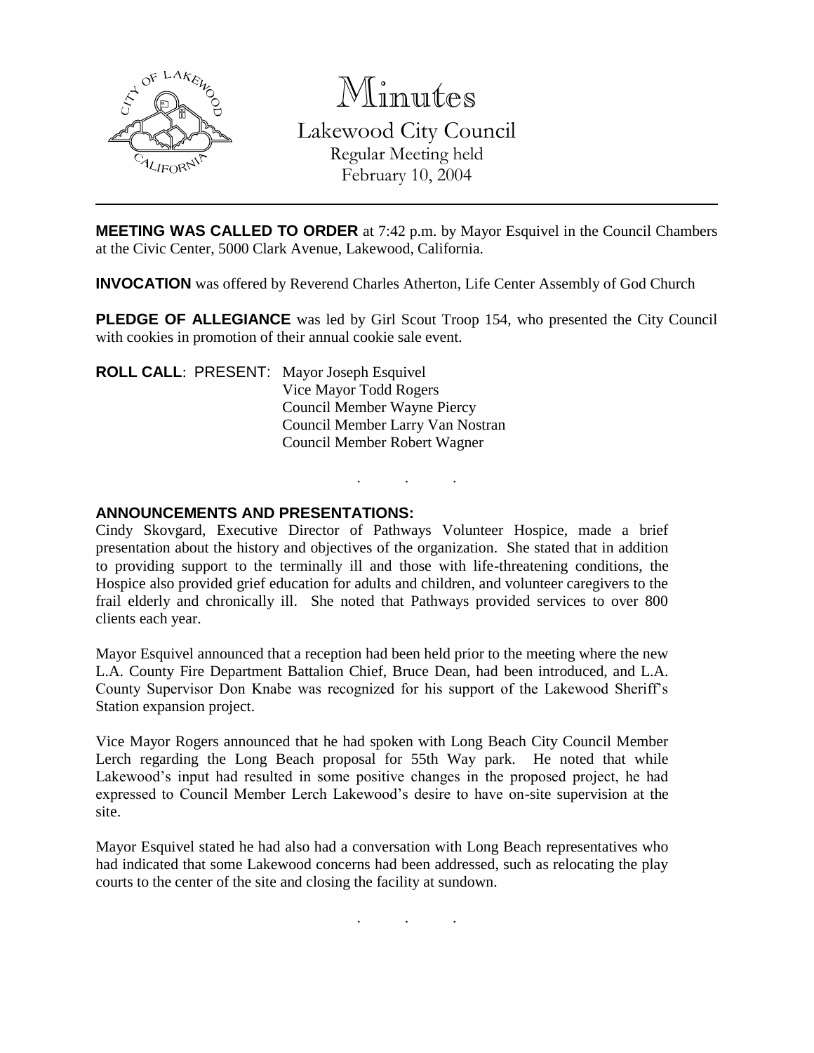# Minutes

Lakewood City Council
Regular Meeting held
February 10, 2004

---

**MEETING WAS CALLED TO ORDER** at 7:42 p.m. by Mayor Esquivel in the Council Chambers at the Civic Center, 5000 Clark Avenue, Lakewood, California.

**INVOCATION** was offered by Reverend Charles Atherton, Life Center Assembly of God Church

**PLEDGE OF ALLEGIANCE** was led by Girl Scout Troop 154, who presented the City Council with cookies in promotion of their annual cookie sale event.

**ROLL CALL**: PRESENT: Mayor Joseph Esquivel
Vice Mayor Todd Rogers
Council Member Wayne Piercy
Council Member Larry Van Nostran
Council Member Robert Wagner

. . .

**ANNOUNCEMENTS AND PRESENTATIONS:**

Cindy Skovgard, Executive Director of Pathways Volunteer Hospice, made a brief presentation about the history and objectives of the organization. She stated that in addition to providing support to the terminally ill and those with life-threatening conditions, the Hospice also provided grief education for adults and children, and volunteer caregivers to the frail elderly and chronically ill. She noted that Pathways provided services to over 800 clients each year.

Mayor Esquivel announced that a reception had been held prior to the meeting where the new L.A. County Fire Department Battalion Chief, Bruce Dean, had been introduced, and L.A. County Supervisor Don Knabe was recognized for his support of the Lakewood Sheriff's Station expansion project.

Vice Mayor Rogers announced that he had spoken with Long Beach City Council Member Lerch regarding the Long Beach proposal for 55th Way park. He noted that while Lakewood's input had resulted in some positive changes in the proposed project, he had expressed to Council Member Lerch Lakewood's desire to have on-site supervision at the site.

Mayor Esquivel stated he had also had a conversation with Long Beach representatives who had indicated that some Lakewood concerns had been addressed, such as relocating the play courts to the center of the site and closing the facility at sundown.

. . .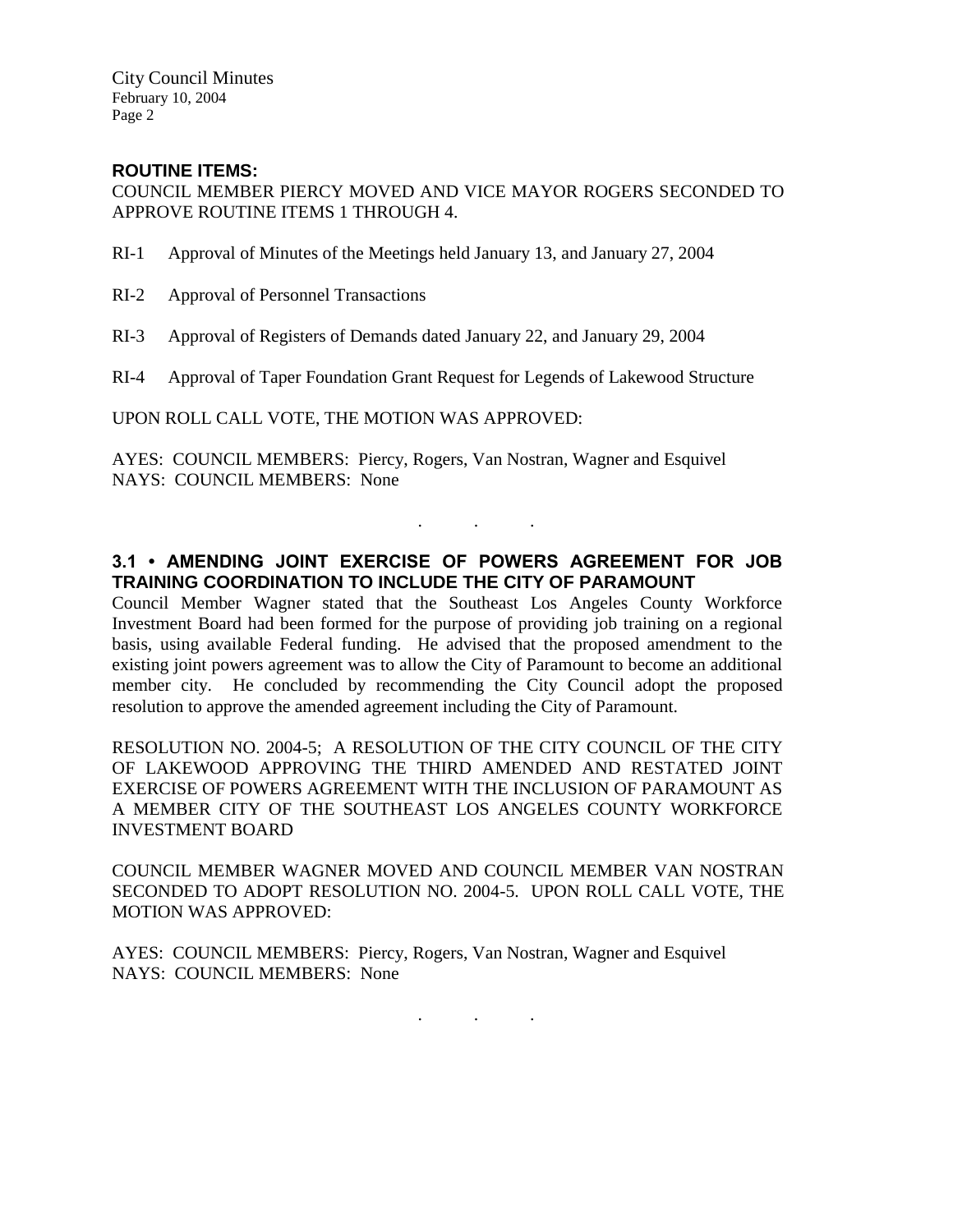**ROUTINE ITEMS:**

COUNCIL MEMBER PIERCY MOVED AND VICE MAYOR ROGERS SECONDED TO APPROVE ROUTINE ITEMS 1 THROUGH 4.

RI-1 Approval of Minutes of the Meetings held January 13, and January 27, 2004

RI-2 Approval of Personnel Transactions

RI-3 Approval of Registers of Demands dated January 22, and January 29, 2004

RI-4 Approval of Taper Foundation Grant Request for Legends of Lakewood Structure

UPON ROLL CALL VOTE, THE MOTION WAS APPROVED:

AYES: COUNCIL MEMBERS: Piercy, Rogers, Van Nostran, Wagner and Esquivel
NAYS: COUNCIL MEMBERS: None

. . .

**3.1 • AMENDING JOINT EXERCISE OF POWERS AGREEMENT FOR JOB TRAINING COORDINATION TO INCLUDE THE CITY OF PARAMOUNT**

Council Member Wagner stated that the Southeast Los Angeles County Workforce Investment Board had been formed for the purpose of providing job training on a regional basis, using available Federal funding. He advised that the proposed amendment to the existing joint powers agreement was to allow the City of Paramount to become an additional member city. He concluded by recommending the City Council adopt the proposed resolution to approve the amended agreement including the City of Paramount.

RESOLUTION NO. 2004-5; A RESOLUTION OF THE CITY COUNCIL OF THE CITY OF LAKEWOOD APPROVING THE THIRD AMENDED AND RESTATED JOINT EXERCISE OF POWERS AGREEMENT WITH THE INCLUSION OF PARAMOUNT AS A MEMBER CITY OF THE SOUTHEAST LOS ANGELES COUNTY WORKFORCE INVESTMENT BOARD

COUNCIL MEMBER WAGNER MOVED AND COUNCIL MEMBER VAN NOSTRAN SECONDED TO ADOPT RESOLUTION NO. 2004-5. UPON ROLL CALL VOTE, THE MOTION WAS APPROVED:

AYES: COUNCIL MEMBERS: Piercy, Rogers, Van Nostran, Wagner and Esquivel
NAYS: COUNCIL MEMBERS: None

. . .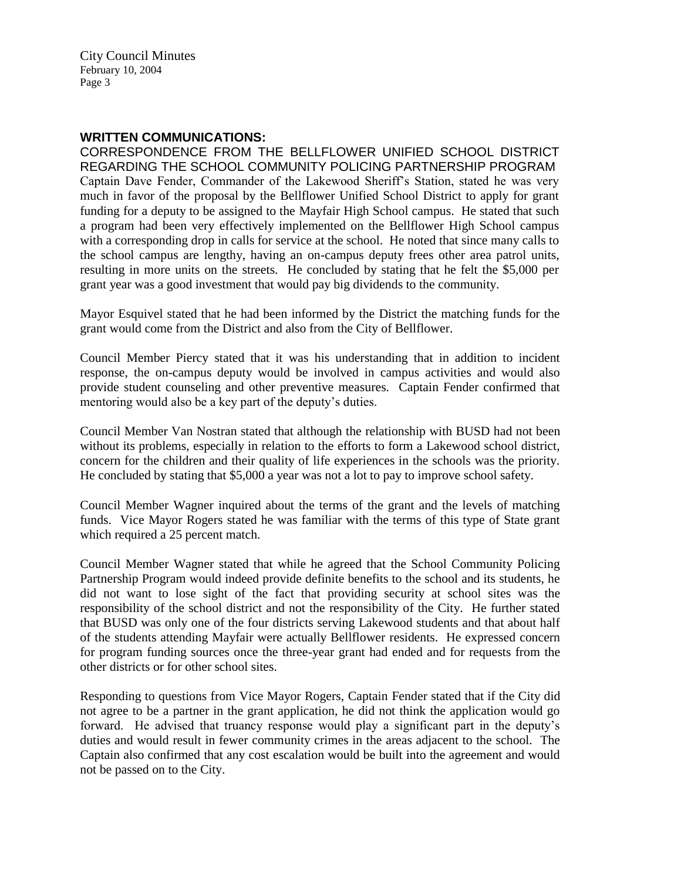**WRITTEN COMMUNICATIONS:**

CORRESPONDENCE FROM THE BELLFLOWER UNIFIED SCHOOL DISTRICT REGARDING THE SCHOOL COMMUNITY POLICING PARTNERSHIP PROGRAM

Captain Dave Fender, Commander of the Lakewood Sheriff's Station, stated he was very much in favor of the proposal by the Bellflower Unified School District to apply for grant funding for a deputy to be assigned to the Mayfair High School campus. He stated that such a program had been very effectively implemented on the Bellflower High School campus with a corresponding drop in calls for service at the school. He noted that since many calls to the school campus are lengthy, having an on-campus deputy frees other area patrol units, resulting in more units on the streets. He concluded by stating that he felt the $5,000 per grant year was a good investment that would pay big dividends to the community.

Mayor Esquivel stated that he had been informed by the District the matching funds for the grant would come from the District and also from the City of Bellflower.

Council Member Piercy stated that it was his understanding that in addition to incident response, the on-campus deputy would be involved in campus activities and would also provide student counseling and other preventive measures. Captain Fender confirmed that mentoring would also be a key part of the deputy's duties.

Council Member Van Nostran stated that although the relationship with BUSD had not been without its problems, especially in relation to the efforts to form a Lakewood school district, concern for the children and their quality of life experiences in the schools was the priority. He concluded by stating that $5,000 a year was not a lot to pay to improve school safety.

Council Member Wagner inquired about the terms of the grant and the levels of matching funds. Vice Mayor Rogers stated he was familiar with the terms of this type of State grant which required a 25 percent match.

Council Member Wagner stated that while he agreed that the School Community Policing Partnership Program would indeed provide definite benefits to the school and its students, he did not want to lose sight of the fact that providing security at school sites was the responsibility of the school district and not the responsibility of the City. He further stated that BUSD was only one of the four districts serving Lakewood students and that about half of the students attending Mayfair were actually Bellflower residents. He expressed concern for program funding sources once the three-year grant had ended and for requests from the other districts or for other school sites.

Responding to questions from Vice Mayor Rogers, Captain Fender stated that if the City did not agree to be a partner in the grant application, he did not think the application would go forward. He advised that truancy response would play a significant part in the deputy's duties and would result in fewer community crimes in the areas adjacent to the school. The Captain also confirmed that any cost escalation would be built into the agreement and would not be passed on to the City.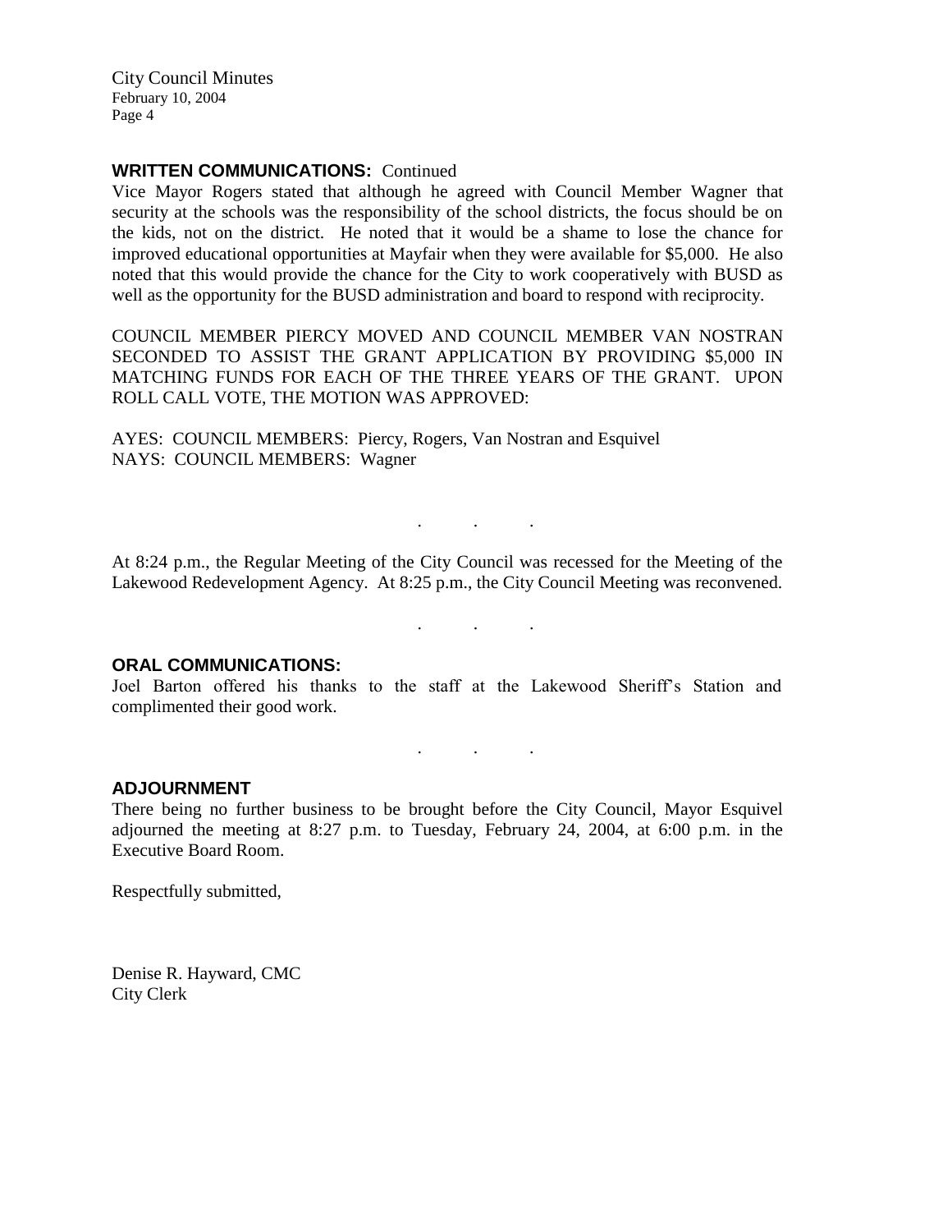**WRITTEN COMMUNICATIONS:** Continued

Vice Mayor Rogers stated that although he agreed with Council Member Wagner that security at the schools was the responsibility of the school districts, the focus should be on the kids, not on the district. He noted that it would be a shame to lose the chance for improved educational opportunities at Mayfair when they were available for $5,000. He also noted that this would provide the chance for the City to work cooperatively with BUSD as well as the opportunity for the BUSD administration and board to respond with reciprocity.

COUNCIL MEMBER PIERCY MOVED AND COUNCIL MEMBER VAN NOSTRAN SECONDED TO ASSIST THE GRANT APPLICATION BY PROVIDING $5,000 IN MATCHING FUNDS FOR EACH OF THE THREE YEARS OF THE GRANT. UPON ROLL CALL VOTE, THE MOTION WAS APPROVED:

AYES: COUNCIL MEMBERS: Piercy, Rogers, Van Nostran and Esquivel
NAYS: COUNCIL MEMBERS: Wagner

. . .

At 8:24 p.m., the Regular Meeting of the City Council was recessed for the Meeting of the Lakewood Redevelopment Agency. At 8:25 p.m., the City Council Meeting was reconvened.

. . .

**ORAL COMMUNICATIONS:**

Joel Barton offered his thanks to the staff at the Lakewood Sheriff's Station and complimented their good work.

. . .

**ADJOURNMENT**

There being no further business to be brought before the City Council, Mayor Esquivel adjourned the meeting at 8:27 p.m. to Tuesday, February 24, 2004, at 6:00 p.m. in the Executive Board Room.

Respectfully submitted,

Denise R. Hayward, CMC
City Clerk